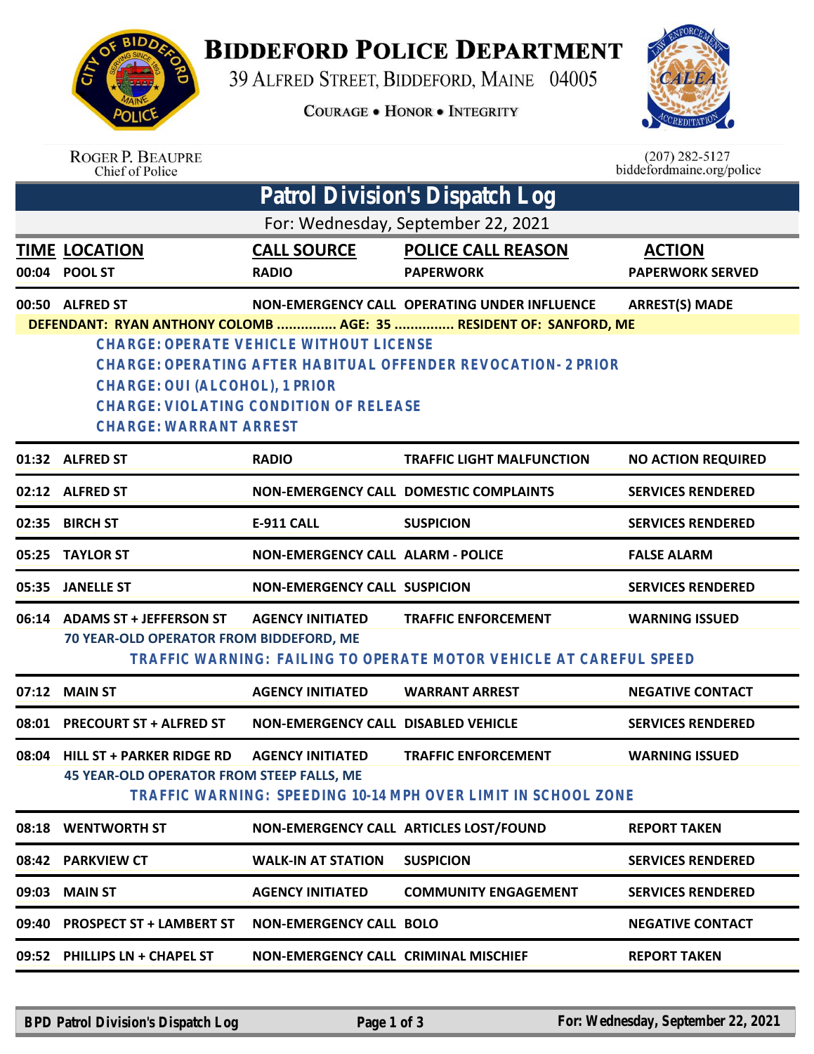# Biddeford Police Department

39 Alfred Street, Biddeford, Maine 04005

Courage • Honor • Integrity

Roger P. Beaupre
Chief of Police

(207) 282-5127
biddefordmaine.org/police

## Patrol Division's Dispatch Log

For: Wednesday, September 22, 2021

| TIME | LOCATION | CALL SOURCE | POLICE CALL REASON | ACTION |
|---|---|---|---|---|
| 00:04 | POOL ST | RADIO | PAPERWORK | PAPERWORK SERVED |
| 00:50 | ALFRED ST | NON-EMERGENCY CALL | OPERATING UNDER INFLUENCE | ARREST(S) MADE |

DEFENDANT: RYAN ANTHONY COLOMB ............... AGE: 35 ............... RESIDENT OF: SANFORD, ME

CHARGE: OPERATE VEHICLE WITHOUT LICENSE
CHARGE: OPERATING AFTER HABITUAL OFFENDER REVOCATION- 2 PRIOR
CHARGE: OUI (ALCOHOL), 1 PRIOR
CHARGE: VIOLATING CONDITION OF RELEASE
CHARGE: WARRANT ARREST

| TIME | LOCATION | CALL SOURCE | POLICE CALL REASON | ACTION |
|---|---|---|---|---|
| 01:32 | ALFRED ST | RADIO | TRAFFIC LIGHT MALFUNCTION | NO ACTION REQUIRED |
| 02:12 | ALFRED ST | NON-EMERGENCY CALL | DOMESTIC COMPLAINTS | SERVICES RENDERED |
| 02:35 | BIRCH ST | E-911 CALL | SUSPICION | SERVICES RENDERED |
| 05:25 | TAYLOR ST | NON-EMERGENCY CALL | ALARM - POLICE | FALSE ALARM |
| 05:35 | JANELLE ST | NON-EMERGENCY CALL | SUSPICION | SERVICES RENDERED |
| 06:14 | ADAMS ST + JEFFERSON ST | AGENCY INITIATED | TRAFFIC ENFORCEMENT | WARNING ISSUED |

70 YEAR-OLD OPERATOR FROM BIDDEFORD, ME
TRAFFIC WARNING: FAILING TO OPERATE MOTOR VEHICLE AT CAREFUL SPEED

| TIME | LOCATION | CALL SOURCE | POLICE CALL REASON | ACTION |
|---|---|---|---|---|
| 07:12 | MAIN ST | AGENCY INITIATED | WARRANT ARREST | NEGATIVE CONTACT |
| 08:01 | PRECOURT ST + ALFRED ST | NON-EMERGENCY CALL | DISABLED VEHICLE | SERVICES RENDERED |
| 08:04 | HILL ST + PARKER RIDGE RD | AGENCY INITIATED | TRAFFIC ENFORCEMENT | WARNING ISSUED |

45 YEAR-OLD OPERATOR FROM STEEP FALLS, ME
TRAFFIC WARNING: SPEEDING 10-14 MPH OVER LIMIT IN SCHOOL ZONE

| TIME | LOCATION | CALL SOURCE | POLICE CALL REASON | ACTION |
|---|---|---|---|---|
| 08:18 | WENTWORTH ST | NON-EMERGENCY CALL | ARTICLES LOST/FOUND | REPORT TAKEN |
| 08:42 | PARKVIEW CT | WALK-IN AT STATION | SUSPICION | SERVICES RENDERED |
| 09:03 | MAIN ST | AGENCY INITIATED | COMMUNITY ENGAGEMENT | SERVICES RENDERED |
| 09:40 | PROSPECT ST + LAMBERT ST | NON-EMERGENCY CALL | BOLO | NEGATIVE CONTACT |
| 09:52 | PHILLIPS LN + CHAPEL ST | NON-EMERGENCY CALL | CRIMINAL MISCHIEF | REPORT TAKEN |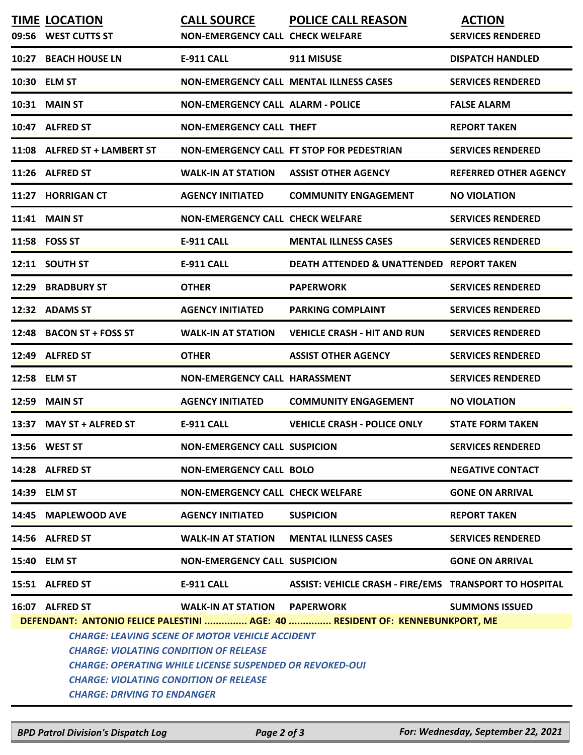| TIME | LOCATION | CALL SOURCE | POLICE CALL REASON | ACTION |
|---|---|---|---|---|
| 09:56 | WEST CUTTS ST | NON-EMERGENCY CALL | CHECK WELFARE | SERVICES RENDERED |
| 10:27 | BEACH HOUSE LN | E-911 CALL | 911 MISUSE | DISPATCH HANDLED |
| 10:30 | ELM ST | NON-EMERGENCY CALL | MENTAL ILLNESS CASES | SERVICES RENDERED |
| 10:31 | MAIN ST | NON-EMERGENCY CALL | ALARM - POLICE | FALSE ALARM |
| 10:47 | ALFRED ST | NON-EMERGENCY CALL | THEFT | REPORT TAKEN |
| 11:08 | ALFRED ST + LAMBERT ST | NON-EMERGENCY CALL | FT STOP FOR PEDESTRIAN | SERVICES RENDERED |
| 11:26 | ALFRED ST | WALK-IN AT STATION | ASSIST OTHER AGENCY | REFERRED OTHER AGENCY |
| 11:27 | HORRIGAN CT | AGENCY INITIATED | COMMUNITY ENGAGEMENT | NO VIOLATION |
| 11:41 | MAIN ST | NON-EMERGENCY CALL | CHECK WELFARE | SERVICES RENDERED |
| 11:58 | FOSS ST | E-911 CALL | MENTAL ILLNESS CASES | SERVICES RENDERED |
| 12:11 | SOUTH ST | E-911 CALL | DEATH ATTENDED & UNATTENDED | REPORT TAKEN |
| 12:29 | BRADBURY ST | OTHER | PAPERWORK | SERVICES RENDERED |
| 12:32 | ADAMS ST | AGENCY INITIATED | PARKING COMPLAINT | SERVICES RENDERED |
| 12:48 | BACON ST + FOSS ST | WALK-IN AT STATION | VEHICLE CRASH - HIT AND RUN | SERVICES RENDERED |
| 12:49 | ALFRED ST | OTHER | ASSIST OTHER AGENCY | SERVICES RENDERED |
| 12:58 | ELM ST | NON-EMERGENCY CALL | HARASSMENT | SERVICES RENDERED |
| 12:59 | MAIN ST | AGENCY INITIATED | COMMUNITY ENGAGEMENT | NO VIOLATION |
| 13:37 | MAY ST + ALFRED ST | E-911 CALL | VEHICLE CRASH - POLICE ONLY | STATE FORM TAKEN |
| 13:56 | WEST ST | NON-EMERGENCY CALL | SUSPICION | SERVICES RENDERED |
| 14:28 | ALFRED ST | NON-EMERGENCY CALL | BOLO | NEGATIVE CONTACT |
| 14:39 | ELM ST | NON-EMERGENCY CALL | CHECK WELFARE | GONE ON ARRIVAL |
| 14:45 | MAPLEWOOD AVE | AGENCY INITIATED | SUSPICION | REPORT TAKEN |
| 14:56 | ALFRED ST | WALK-IN AT STATION | MENTAL ILLNESS CASES | SERVICES RENDERED |
| 15:40 | ELM ST | NON-EMERGENCY CALL | SUSPICION | GONE ON ARRIVAL |
| 15:51 | ALFRED ST | E-911 CALL | ASSIST: VEHICLE CRASH - FIRE/EMS | TRANSPORT TO HOSPITAL |
| 16:07 | ALFRED ST | WALK-IN AT STATION | PAPERWORK | SUMMONS ISSUED |

**DEFENDANT: ANTONIO FELICE PALESTINI ............... AGE: 40 ............... RESIDENT OF: KENNEBUNKPORT, ME**

*CHARGE: LEAVING SCENE OF MOTOR VEHICLE ACCIDENT*
*CHARGE: VIOLATING CONDITION OF RELEASE*
*CHARGE: OPERATING WHILE LICENSE SUSPENDED OR REVOKED-OUI*
*CHARGE: VIOLATING CONDITION OF RELEASE*
*CHARGE: DRIVING TO ENDANGER*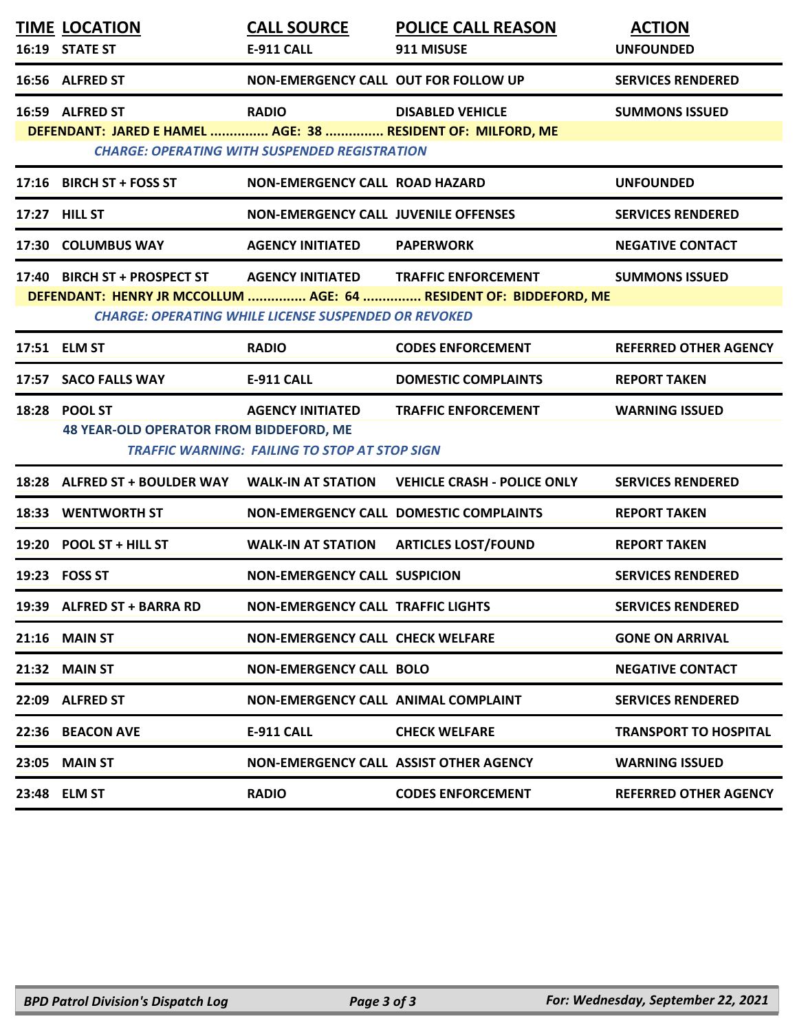| TIME | LOCATION | CALL SOURCE | POLICE CALL REASON | ACTION |
|---|---|---|---|---|
| 16:19 | STATE ST | E-911 CALL | 911 MISUSE | UNFOUNDED |
| 16:56 | ALFRED ST | NON-EMERGENCY CALL | OUT FOR FOLLOW UP | SERVICES RENDERED |
| 16:59 | ALFRED ST | RADIO | DISABLED VEHICLE | SUMMONS ISSUED |
| | DEFENDANT: JARED E HAMEL ............... AGE: 38 ............... RESIDENT OF: MILFORD, ME | | | |
| | CHARGE: OPERATING WITH SUSPENDED REGISTRATION | | | |
| 17:16 | BIRCH ST + FOSS ST | NON-EMERGENCY CALL | ROAD HAZARD | UNFOUNDED |
| 17:27 | HILL ST | NON-EMERGENCY CALL | JUVENILE OFFENSES | SERVICES RENDERED |
| 17:30 | COLUMBUS WAY | AGENCY INITIATED | PAPERWORK | NEGATIVE CONTACT |
| 17:40 | BIRCH ST + PROSPECT ST | AGENCY INITIATED | TRAFFIC ENFORCEMENT | SUMMONS ISSUED |
| | DEFENDANT: HENRY JR MCCOLLUM ............... AGE: 64 ............... RESIDENT OF: BIDDEFORD, ME | | | |
| | CHARGE: OPERATING WHILE LICENSE SUSPENDED OR REVOKED | | | |
| 17:51 | ELM ST | RADIO | CODES ENFORCEMENT | REFERRED OTHER AGENCY |
| 17:57 | SACO FALLS WAY | E-911 CALL | DOMESTIC COMPLAINTS | REPORT TAKEN |
| 18:28 | POOL ST | AGENCY INITIATED | TRAFFIC ENFORCEMENT | WARNING ISSUED |
| | 48 YEAR-OLD OPERATOR FROM BIDDEFORD, ME | | | |
| | TRAFFIC WARNING: FAILING TO STOP AT STOP SIGN | | | |
| 18:28 | ALFRED ST + BOULDER WAY | WALK-IN AT STATION | VEHICLE CRASH - POLICE ONLY | SERVICES RENDERED |
| 18:33 | WENTWORTH ST | NON-EMERGENCY CALL | DOMESTIC COMPLAINTS | REPORT TAKEN |
| 19:20 | POOL ST + HILL ST | WALK-IN AT STATION | ARTICLES LOST/FOUND | REPORT TAKEN |
| 19:23 | FOSS ST | NON-EMERGENCY CALL | SUSPICION | SERVICES RENDERED |
| 19:39 | ALFRED ST + BARRA RD | NON-EMERGENCY CALL | TRAFFIC LIGHTS | SERVICES RENDERED |
| 21:16 | MAIN ST | NON-EMERGENCY CALL | CHECK WELFARE | GONE ON ARRIVAL |
| 21:32 | MAIN ST | NON-EMERGENCY CALL | BOLO | NEGATIVE CONTACT |
| 22:09 | ALFRED ST | NON-EMERGENCY CALL | ANIMAL COMPLAINT | SERVICES RENDERED |
| 22:36 | BEACON AVE | E-911 CALL | CHECK WELFARE | TRANSPORT TO HOSPITAL |
| 23:05 | MAIN ST | NON-EMERGENCY CALL | ASSIST OTHER AGENCY | WARNING ISSUED |
| 23:48 | ELM ST | RADIO | CODES ENFORCEMENT | REFERRED OTHER AGENCY |